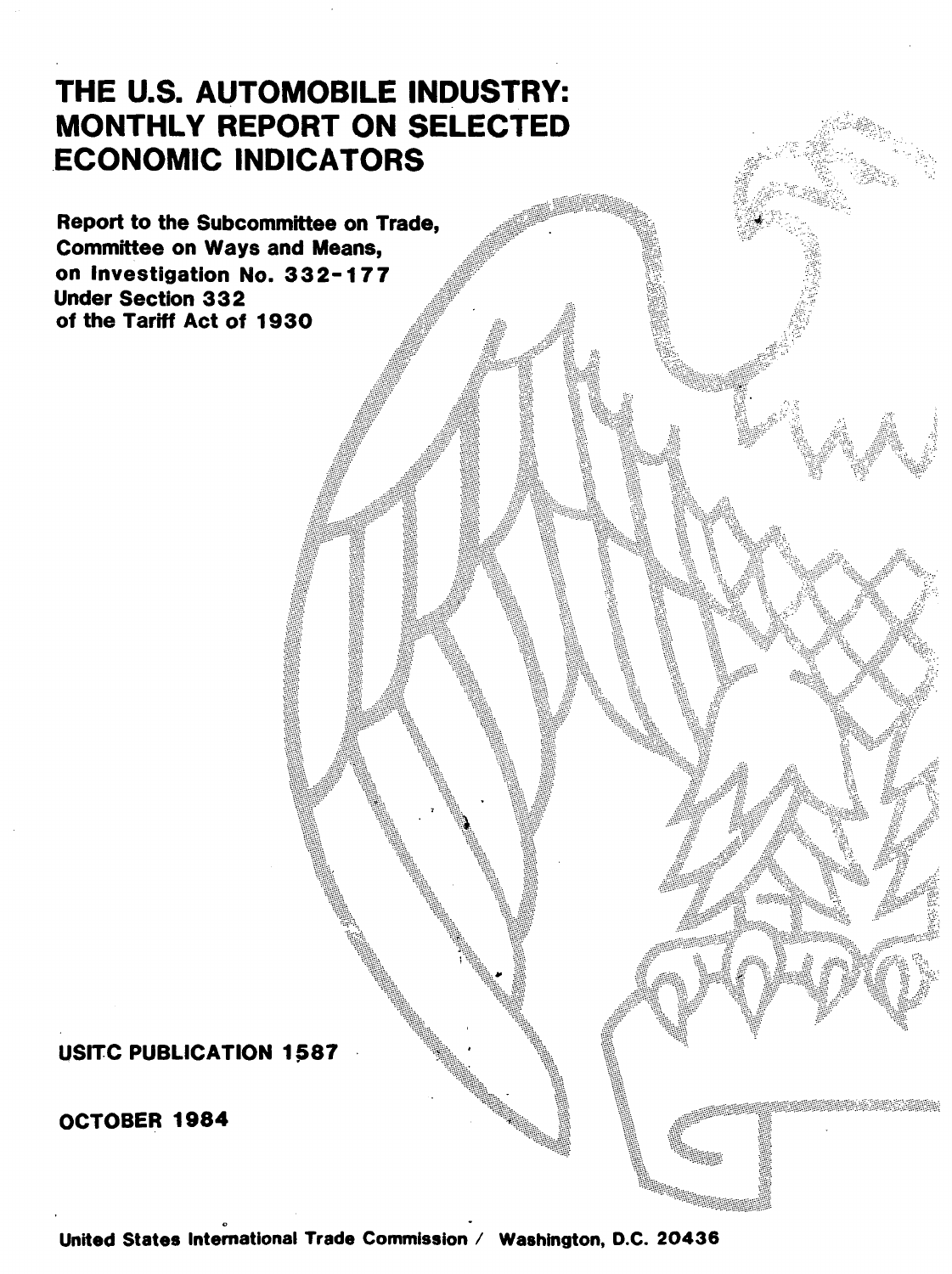# THE U.S. AUTOMOBILE INDUSTRY: MONTHLY REPORT ON SELECTED ECONOMIC INDICATORS

**Report to the Subcommittee on Trade, Committee on Ways and Means, on Investigation No. 332-177 Under Section 332 of the Tariff Act of 1930**

**USITC PUBLICATION 1587**

**OCTOBER 1984**

**United States International Trade Commission / Washington, D.C. 20436**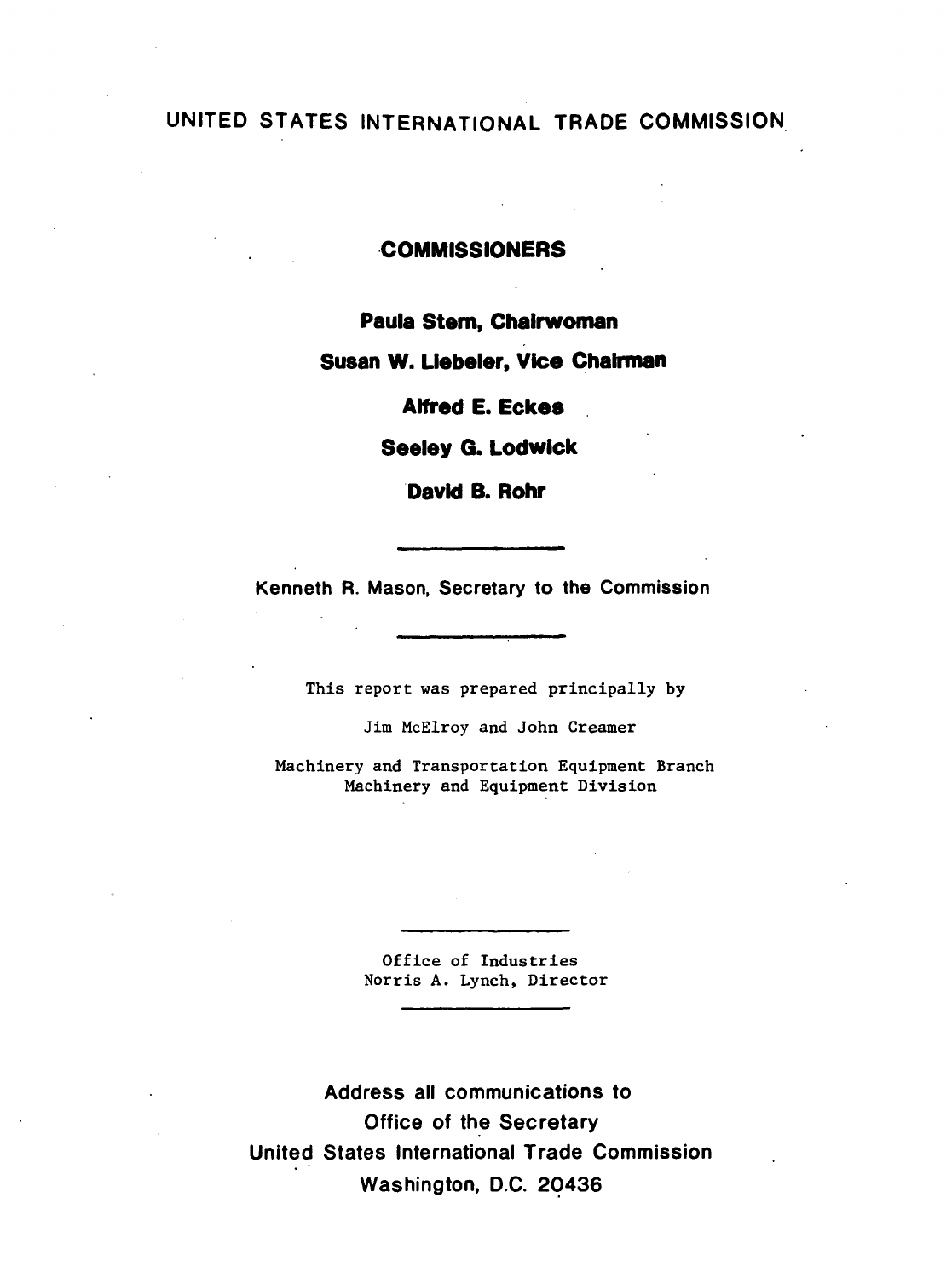# UNITED STATES INTERNATIONAL TRADE COMMISSION

## COMMISSIONERS

**Paula Stern, Chairwoman**

**Susan W. Liebeler, Vice Chairman**

**Alfred E. Eckes**

**Seeley G. Lodwick**

**David B. Rohr**

---

Kenneth R. Mason, Secretary to the Commission

---

This report was prepared principally by

Jim McElroy and John Creamer

Machinery and Transportation Equipment Branch
Machinery and Equipment Division

---

Office of Industries
Norris A. Lynch, Director

---

Address all communications to
Office of the Secretary
United States International Trade Commission
Washington, D.C. 20436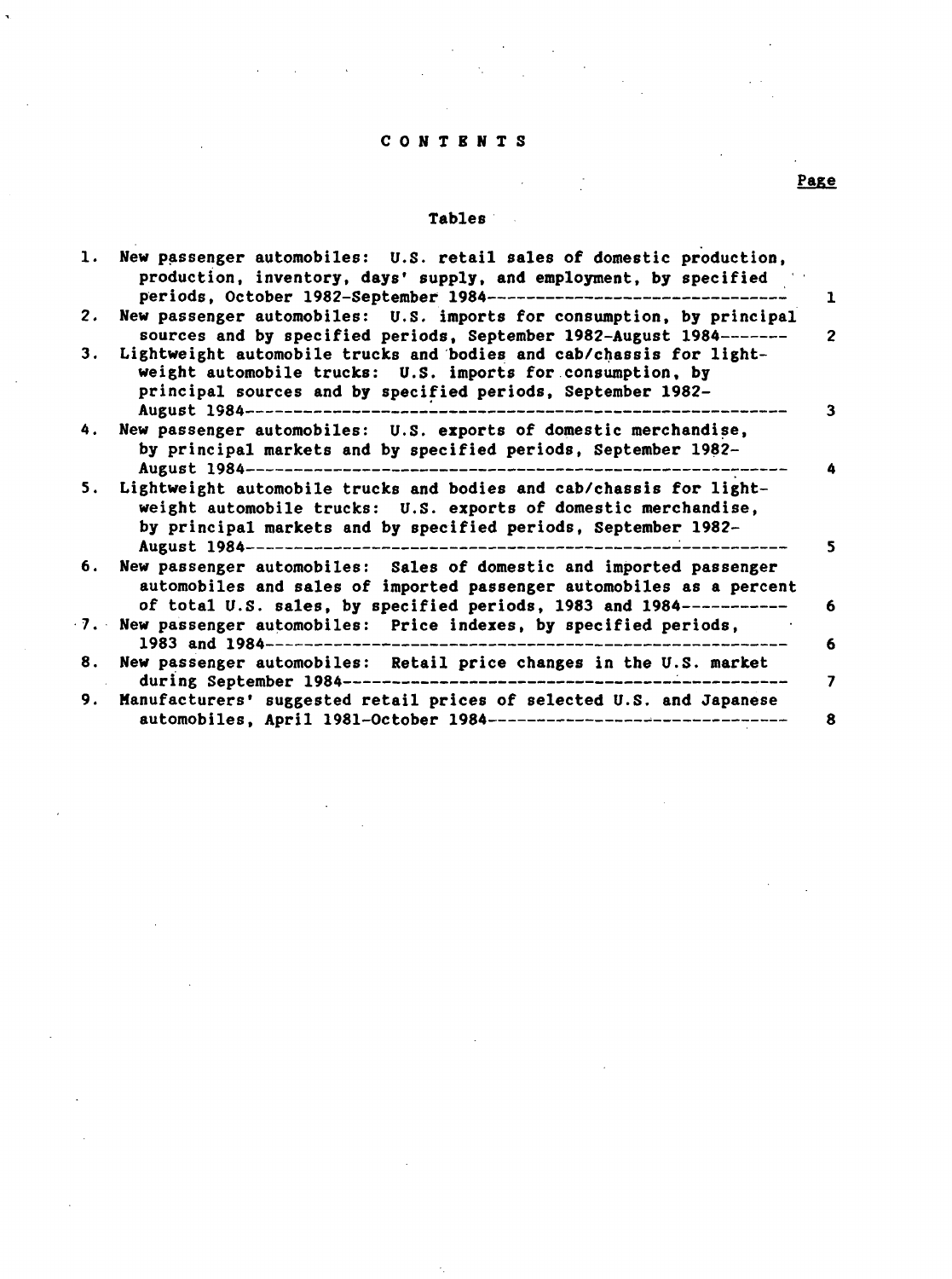# CONTENTS

**Page**

## Tables

1. New passenger automobiles: U.S. retail sales of domestic production, production, inventory, days' supply, and employment, by specified periods, October 1982-September 1984 ---------- 1
2. New passenger automobiles: U.S. imports for consumption, by principal sources and by specified periods, September 1982-August 1984 ---------- 2
3. Lightweight automobile trucks and bodies and cab/chassis for lightweight automobile trucks: U.S. imports for consumption, by principal sources and by specified periods, September 1982-August 1984 ---------- 3
4. New passenger automobiles: U.S. exports of domestic merchandise, by principal markets and by specified periods, September 1982-August 1984 ---------- 4
5. Lightweight automobile trucks and bodies and cab/chassis for lightweight automobile trucks: U.S. exports of domestic merchandise, by principal markets and by specified periods, September 1982-August 1984 ---------- 5
6. New passenger automobiles: Sales of domestic and imported passenger automobiles and sales of imported passenger automobiles as a percent of total U.S. sales, by specified periods, 1983 and 1984 ---------- 6
7. New passenger automobiles: Price indexes, by specified periods, 1983 and 1984 ---------- 6
8. New passenger automobiles: Retail price changes in the U.S. market during September 1984 ---------- 7
9. Manufacturers' suggested retail prices of selected U.S. and Japanese automobiles, April 1981-October 1984 ---------- 8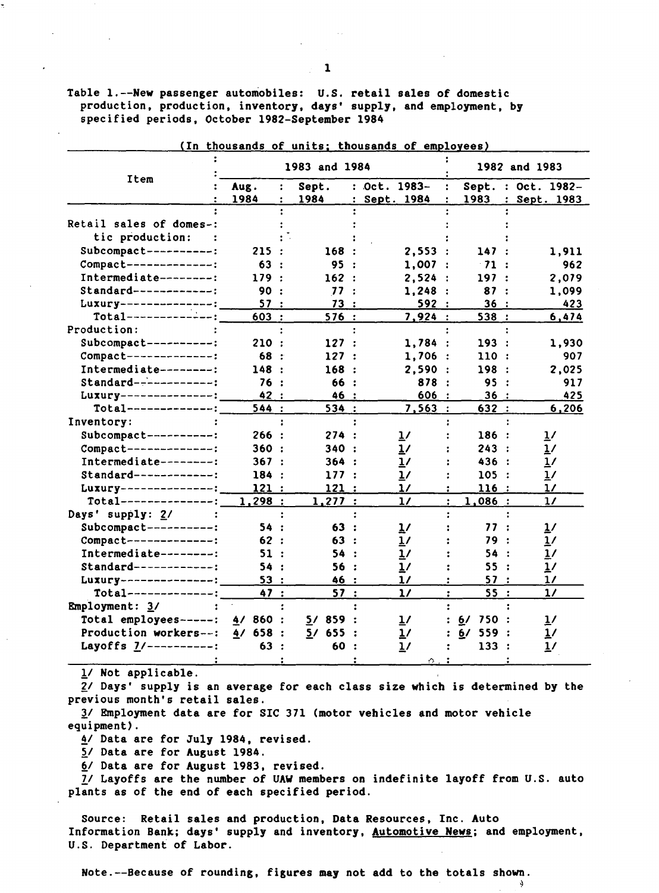Table 1.--New passenger automobiles: U.S. retail sales of domestic production, production, inventory, days' supply, and employment, by specified periods, October 1982-September 1984

(In thousands of units; thousands of employees)

| Item | 1983 and 1984 | | | 1982 and 1983 | |
|---|---|---|---|---|---|
| | Aug. 1984 | Sept. 1984 | Oct. 1983-Sept. 1984 | Sept. 1983 | Oct. 1982-Sept. 1983 |
| Retail sales of domestic production: | | | | | |
| Subcompact | 215 | 168 | 2,553 | 147 | 1,911 |
| Compact | 63 | 95 | 1,007 | 71 | 962 |
| Intermediate | 179 | 162 | 2,524 | 197 | 2,079 |
| Standard | 90 | 77 | 1,248 | 87 | 1,099 |
| Luxury | 57 | 73 | 592 | 36 | 423 |
| Total | 603 | 576 | 7,924 | 538 | 6,474 |
| Production: | | | | | |
| Subcompact | 210 | 127 | 1,784 | 193 | 1,930 |
| Compact | 68 | 127 | 1,706 | 110 | 907 |
| Intermediate | 148 | 168 | 2,590 | 198 | 2,025 |
| Standard | 76 | 66 | 878 | 95 | 917 |
| Luxury | 42 | 46 | 606 | 36 | 425 |
| Total | 544 | 534 | 7,563 | 632 | 6,206 |
| Inventory: | | | | | |
| Subcompact | 266 | 274 | 1/ | 186 | 1/ |
| Compact | 360 | 340 | 1/ | 243 | 1/ |
| Intermediate | 367 | 364 | 1/ | 436 | 1/ |
| Standard | 184 | 177 | 1/ | 105 | 1/ |
| Luxury | 121 | 121 | 1/ | 116 | 1/ |
| Total | 1,298 | 1,277 | 1/ | 1,086 | 1/ |
| Days' supply: 2/ | | | | | |
| Subcompact | 54 | 63 | 1/ | 77 | 1/ |
| Compact | 62 | 63 | 1/ | 79 | 1/ |
| Intermediate | 51 | 54 | 1/ | 54 | 1/ |
| Standard | 54 | 56 | 1/ | 55 | 1/ |
| Luxury | 53 | 46 | 1/ | 57 | 1/ |
| Total | 47 | 57 | 1/ | 55 | 1/ |
| Employment: 3/ | | | | | |
| Total employees | 4/ 860 | 5/ 859 | 1/ | 6/ 750 | 1/ |
| Production workers | 4/ 658 | 5/ 655 | 1/ | 6/ 559 | 1/ |
| Layoffs 7/ | 63 | 60 | 1/ | 133 | 1/ |

1/ Not applicable.

2/ Days' supply is an average for each class size which is determined by the previous month's retail sales.

3/ Employment data are for SIC 371 (motor vehicles and motor vehicle equipment).

4/ Data are for July 1984, revised.

5/ Data are for August 1984.

6/ Data are for August 1983, revised.

7/ Layoffs are the number of UAW members on indefinite layoff from U.S. auto plants as of the end of each specified period.

Source: Retail sales and production, Data Resources, Inc. Auto Information Bank; days' supply and inventory, Automotive News; and employment, U.S. Department of Labor.

Note.--Because of rounding, figures may not add to the totals shown.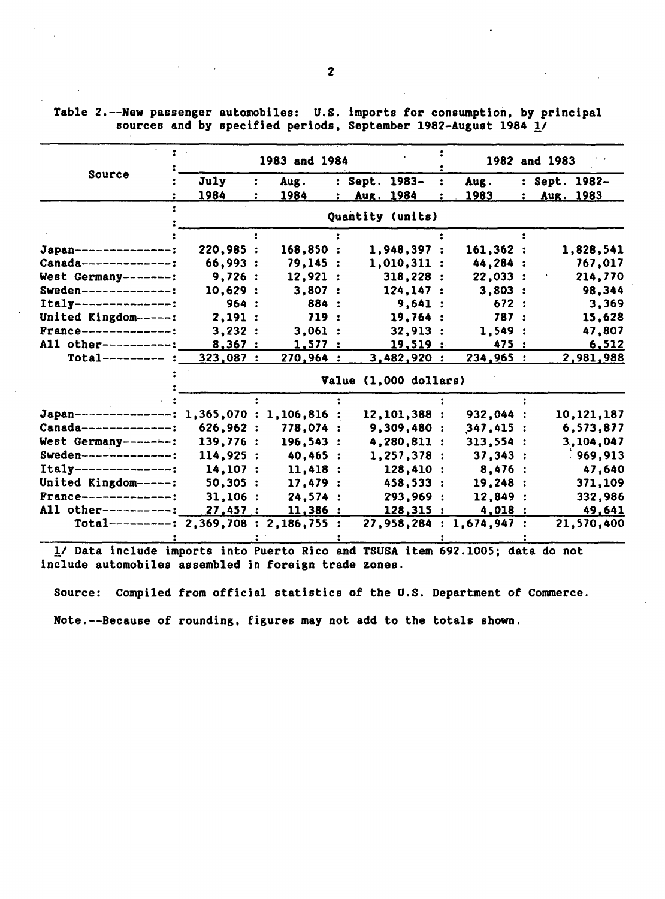Table 2.--New passenger automobiles: U.S. imports for consumption, by principal sources and by specified periods, September 1982-August 1984 1/

| Source | 1983 and 1984 | | | 1982 and 1983 | |
|---|---|---|---|---|---|
| | July 1984 | Aug. 1984 | Sept. 1983-Aug. 1984 | Aug. 1983 | Sept. 1982-Aug. 1983 |
| | Quantity (units) | | | | |
| Japan | 220,985 | 168,850 | 1,948,397 | 161,362 | 1,828,541 |
| Canada | 66,993 | 79,145 | 1,010,311 | 44,284 | 767,017 |
| West Germany | 9,726 | 12,921 | 318,228 | 22,033 | 214,770 |
| Sweden | 10,629 | 3,807 | 124,147 | 3,803 | 98,344 |
| Italy | 964 | 884 | 9,641 | 672 | 3,369 |
| United Kingdom | 2,191 | 719 | 19,764 | 787 | 15,628 |
| France | 3,232 | 3,061 | 32,913 | 1,549 | 47,807 |
| All other | 8,367 | 1,577 | 19,519 | 475 | 6,512 |
| Total | 323,087 | 270,964 | 3,482,920 | 234,965 | 2,981,988 |
| | Value (1,000 dollars) | | | | |
| Japan | 1,365,070 | 1,106,816 | 12,101,388 | 932,044 | 10,121,187 |
| Canada | 626,962 | 778,074 | 9,309,480 | 347,415 | 6,573,877 |
| West Germany | 139,776 | 196,543 | 4,280,811 | 313,554 | 3,104,047 |
| Sweden | 114,925 | 40,465 | 1,257,378 | 37,343 | 969,913 |
| Italy | 14,107 | 11,418 | 128,410 | 8,476 | 47,640 |
| United Kingdom | 50,305 | 17,479 | 458,533 | 19,248 | 371,109 |
| France | 31,106 | 24,574 | 293,969 | 12,849 | 332,986 |
| All other | 27,457 | 11,386 | 128,315 | 4,018 | 49,641 |
| Total | 2,369,708 | 2,186,755 | 27,958,284 | 1,674,947 | 21,570,400 |

1/ Data include imports into Puerto Rico and TSUSA item 692.1005; data do not include automobiles assembled in foreign trade zones.

Source: Compiled from official statistics of the U.S. Department of Commerce.

Note.--Because of rounding, figures may not add to the totals shown.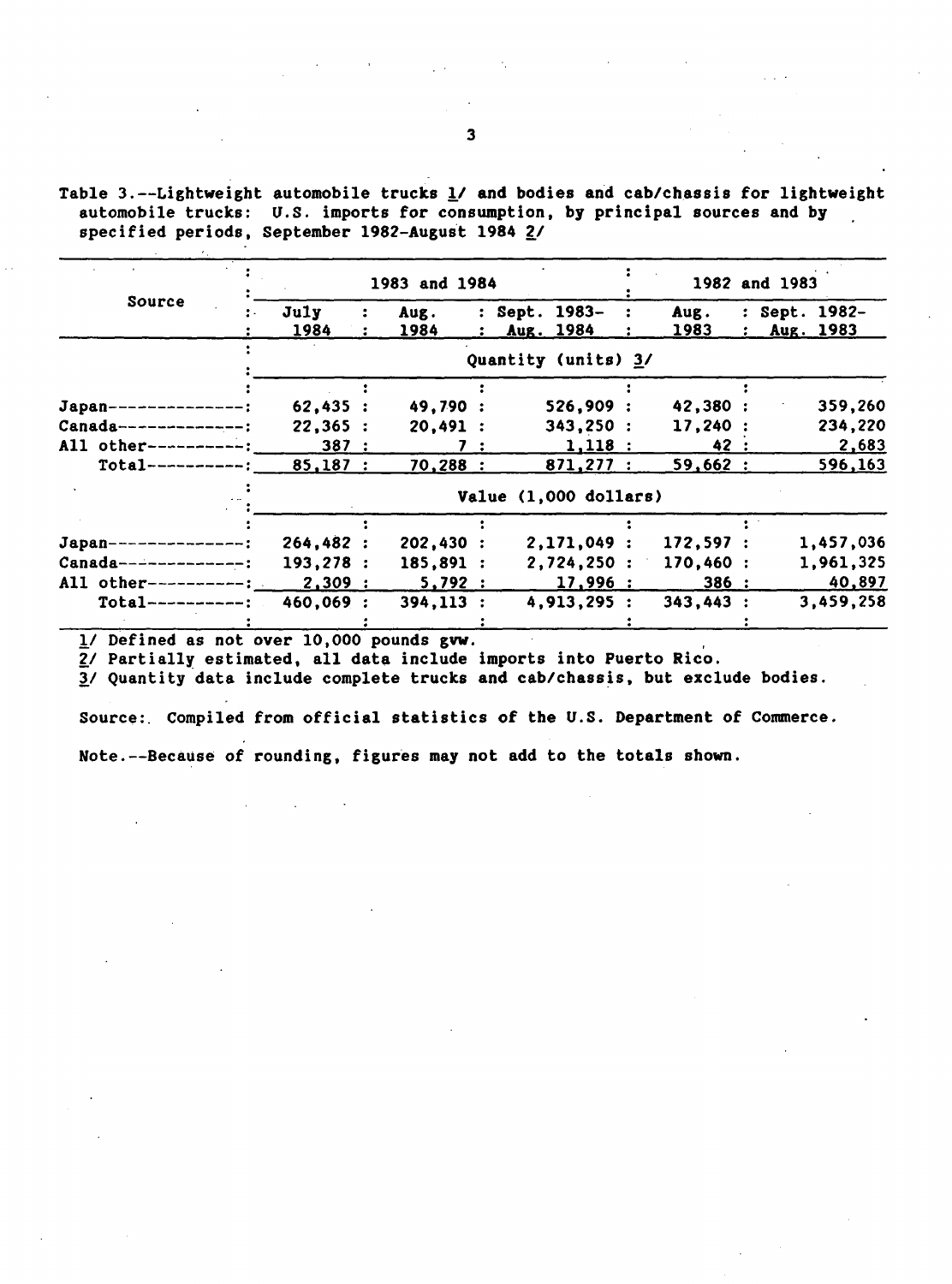Table 3.--Lightweight automobile trucks 1/ and bodies and cab/chassis for lightweight automobile trucks: U.S. imports for consumption, by principal sources and by specified periods, September 1982-August 1984 2/

| Source | 1983 and 1984 | | | 1982 and 1983 | |
|---|---|---|---|---|---|
| | July 1984 | Aug. 1984 | Sept. 1983- Aug. 1984 | Aug. 1983 | Sept. 1982- Aug. 1983 |
| | Quantity (units) 3/ | | | | |
| Japan | 62,435 | 49,790 | 526,909 | 42,380 | 359,260 |
| Canada | 22,365 | 20,491 | 343,250 | 17,240 | 234,220 |
| All other | 387 | 7 | 1,118 | 42 | 2,683 |
| Total | 85,187 | 70,288 | 871,277 | 59,662 | 596,163 |
| | Value (1,000 dollars) | | | | |
| Japan | 264,482 | 202,430 | 2,171,049 | 172,597 | 1,457,036 |
| Canada | 193,278 | 185,891 | 2,724,250 | 170,460 | 1,961,325 |
| All other | 2,309 | 5,792 | 17,996 | 386 | 40,897 |
| Total | 460,069 | 394,113 | 4,913,295 | 343,443 | 3,459,258 |

1/ Defined as not over 10,000 pounds gvw.

2/ Partially estimated, all data include imports into Puerto Rico.

3/ Quantity data include complete trucks and cab/chassis, but exclude bodies.

Source: Compiled from official statistics of the U.S. Department of Commerce.

Note.--Because of rounding, figures may not add to the totals shown.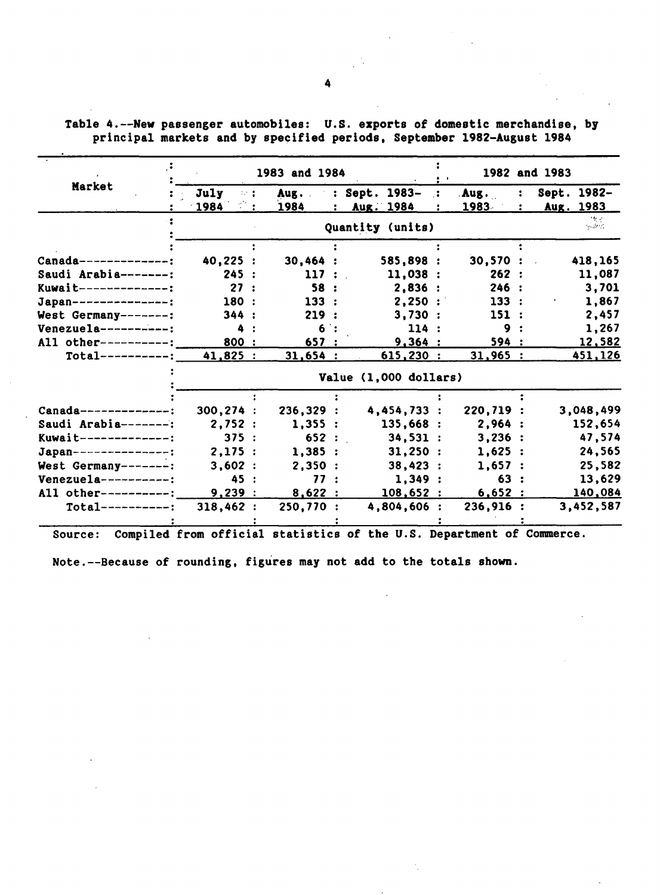Table 4.--New passenger automobiles: U.S. exports of domestic merchandise, by principal markets and by specified periods, September 1982-August 1984

| Market | 1983 and 1984 | | | 1982 and 1983 | |
|---|---|---|---|---|---|
| | July 1984 | Aug. 1984 | Sept. 1983-Aug. 1984 | Aug. 1983 | Sept. 1982-Aug. 1983 |
| | Quantity (units) | | | | |
| Canada | 40,225 | 30,464 | 585,898 | 30,570 | 418,165 |
| Saudi Arabia | 245 | 117 | 11,038 | 262 | 11,087 |
| Kuwait | 27 | 58 | 2,836 | 246 | 3,701 |
| Japan | 180 | 133 | 2,250 | 133 | 1,867 |
| West Germany | 344 | 219 | 3,730 | 151 | 2,457 |
| Venezuela | 4 | 6 | 114 | 9 | 1,267 |
| All other | 800 | 657 | 9,364 | 594 | 12,582 |
| Total | 41,825 | 31,654 | 615,230 | 31,965 | 451,126 |
| | Value (1,000 dollars) | | | | |
| Canada | 300,274 | 236,329 | 4,454,733 | 220,719 | 3,048,499 |
| Saudi Arabia | 2,752 | 1,355 | 135,668 | 2,964 | 152,654 |
| Kuwait | 375 | 652 | 34,531 | 3,236 | 47,574 |
| Japan | 2,175 | 1,385 | 31,250 | 1,625 | 24,565 |
| West Germany | 3,602 | 2,350 | 38,423 | 1,657 | 25,582 |
| Venezuela | 45 | 77 | 1,349 | 63 | 13,629 |
| All other | 9,239 | 8,622 | 108,652 | 6,652 | 140,084 |
| Total | 318,462 | 250,770 | 4,804,606 | 236,916 | 3,452,587 |

Source: Compiled from official statistics of the U.S. Department of Commerce.

Note.--Because of rounding, figures may not add to the totals shown.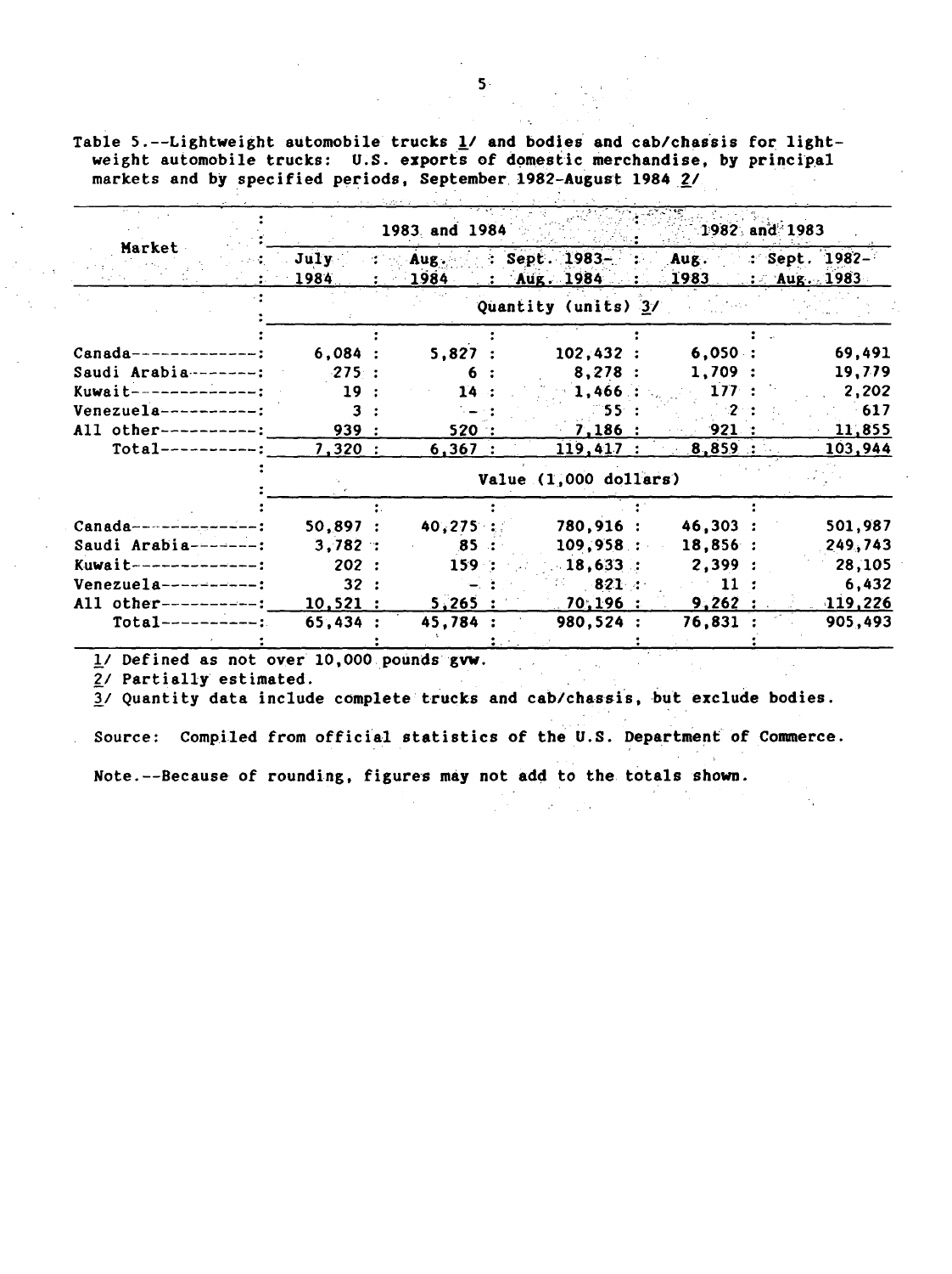Table 5.--Lightweight automobile trucks 1/ and bodies and cab/chassis for lightweight automobile trucks: U.S. exports of domestic merchandise, by principal markets and by specified periods, September 1982-August 1984 2/

| Market | 1983 and 1984 | | | 1982 and 1983 | |
|---|---|---|---|---|---|
| | July 1984 | Aug. 1984 | Sept. 1983- Aug. 1984 | Aug. 1983 | Sept. 1982- Aug. 1983 |
| | Quantity (units) 3/ | | | | |
| Canada | 6,084 | 5,827 | 102,432 | 6,050 | 69,491 |
| Saudi Arabia | 275 | 6 | 8,278 | 1,709 | 19,779 |
| Kuwait | 19 | 14 | 1,466 | 177 | 2,202 |
| Venezuela | 3 | - | 55 | 2 | 617 |
| All other | 939 | 520 | 7,186 | 921 | 11,855 |
| Total | 7,320 | 6,367 | 119,417 | 8,859 | 103,944 |
| | Value (1,000 dollars) | | | | |
| Canada | 50,897 | 40,275 | 780,916 | 46,303 | 501,987 |
| Saudi Arabia | 3,782 | 85 | 109,958 | 18,856 | 249,743 |
| Kuwait | 202 | 159 | 18,633 | 2,399 | 28,105 |
| Venezuela | 32 | - | 821 | 11 | 6,432 |
| All other | 10,521 | 5,265 | 70,196 | 9,262 | 119,226 |
| Total | 65,434 | 45,784 | 980,524 | 76,831 | 905,493 |

1/ Defined as not over 10,000 pounds gvw.

2/ Partially estimated.

3/ Quantity data include complete trucks and cab/chassis, but exclude bodies.

Source: Compiled from official statistics of the U.S. Department of Commerce.

Note.--Because of rounding, figures may not add to the totals shown.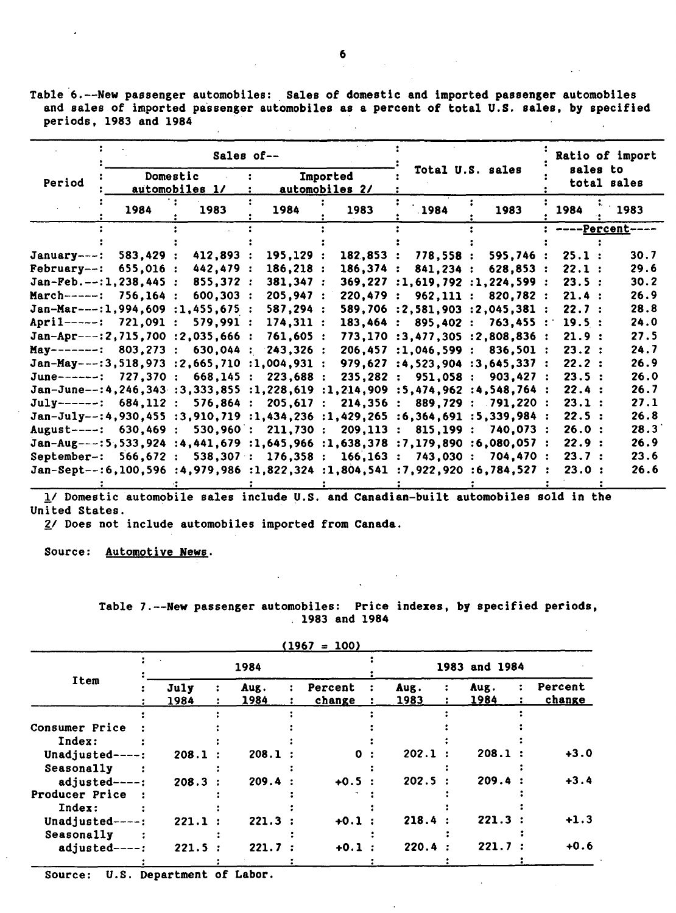Table 6.--New passenger automobiles: Sales of domestic and imported passenger automobiles and sales of imported passenger automobiles as a percent of total U.S. sales, by specified periods, 1983 and 1984

| Period | Sales of-- | | | | Total U.S. sales | | Ratio of import sales to total sales | |
|---|---|---|---|---|---|---|---|---|
| | Domestic automobiles 1/ | | Imported automobiles 2/ | | | | | |
| | 1984 | 1983 | 1984 | 1983 | 1984 | 1983 | 1984 | 1983 |
| | | | | | | | ----Percent---- | |
| January--- | 583,429 | 412,893 | 195,129 | 182,853 | 778,558 | 595,746 | 25.1 | 30.7 |
| February-- | 655,016 | 442,479 | 186,218 | 186,374 | 841,234 | 628,853 | 22.1 | 29.6 |
| Jan-Feb.-- | 1,238,445 | 855,372 | 381,347 | 369,227 | 1,619,792 | 1,224,599 | 23.5 | 30.2 |
| March----- | 756,164 | 600,303 | 205,947 | 220,479 | 962,111 | 820,782 | 21.4 | 26.9 |
| Jan-Mar--- | 1,994,609 | 1,455,675 | 587,294 | 589,706 | 2,581,903 | 2,045,381 | 22.7 | 28.8 |
| April----- | 721,091 | 579,991 | 174,311 | 183,464 | 895,402 | 763,455 | 19.5 | 24.0 |
| Jan-Apr--- | 2,715,700 | 2,035,666 | 761,605 | 773,170 | 3,477,305 | 2,808,836 | 21.9 | 27.5 |
| May------- | 803,273 | 630,044 | 243,326 | 206,457 | 1,046,599 | 836,501 | 23.2 | 24.7 |
| Jan-May--- | 3,518,973 | 2,665,710 | 1,004,931 | 979,627 | 4,523,904 | 3,645,337 | 22.2 | 26.9 |
| June------ | 727,370 | 668,145 | 223,688 | 235,282 | 951,058 | 903,427 | 23.5 | 26.0 |
| Jan-June-- | 4,246,343 | 3,333,855 | 1,228,619 | 1,214,909 | 5,474,962 | 4,548,764 | 22.4 | 26.7 |
| July------ | 684,112 | 576,864 | 205,617 | 214,356 | 889,729 | 791,220 | 23.1 | 27.1 |
| Jan-July-- | 4,930,455 | 3,910,719 | 1,434,236 | 1,429,265 | 6,364,691 | 5,339,984 | 22.5 | 26.8 |
| August---- | 630,469 | 530,960 | 211,730 | 209,113 | 815,199 | 740,073 | 26.0 | 28.3 |
| Jan-Aug--- | 5,533,924 | 4,441,679 | 1,645,966 | 1,638,378 | 7,179,890 | 6,080,057 | 22.9 | 26.9 |
| September- | 566,672 | 538,307 | 176,358 | 166,163 | 743,030 | 704,470 | 23.7 | 23.6 |
| Jan-Sept-- | 6,100,596 | 4,979,986 | 1,822,324 | 1,804,541 | 7,922,920 | 6,784,527 | 23.0 | 26.6 |

1/ Domestic automobile sales include U.S. and Canadian-built automobiles sold in the United States.
2/ Does not include automobiles imported from Canada.

Source: Automotive News.

Table 7.--New passenger automobiles: Price indexes, by specified periods, 1983 and 1984

(1967 = 100)

| Item | 1984 | | | 1983 and 1984 | | |
|---|---|---|---|---|---|---|
| | July 1984 | Aug. 1984 | Percent change | Aug. 1983 | Aug. 1984 | Percent change |
| Consumer Price Index: | | | | | | |
| Unadjusted---- | 208.1 | 208.1 | 0 | 202.1 | 208.1 | +3.0 |
| Seasonally adjusted---- | 208.3 | 209.4 | +0.5 | 202.5 | 209.4 | +3.4 |
| Producer Price Index: | | | | | | |
| Unadjusted---- | 221.1 | 221.3 | +0.1 | 218.4 | 221.3 | +1.3 |
| Seasonally adjusted---- | 221.5 | 221.7 | +0.1 | 220.4 | 221.7 | +0.6 |

Source: U.S. Department of Labor.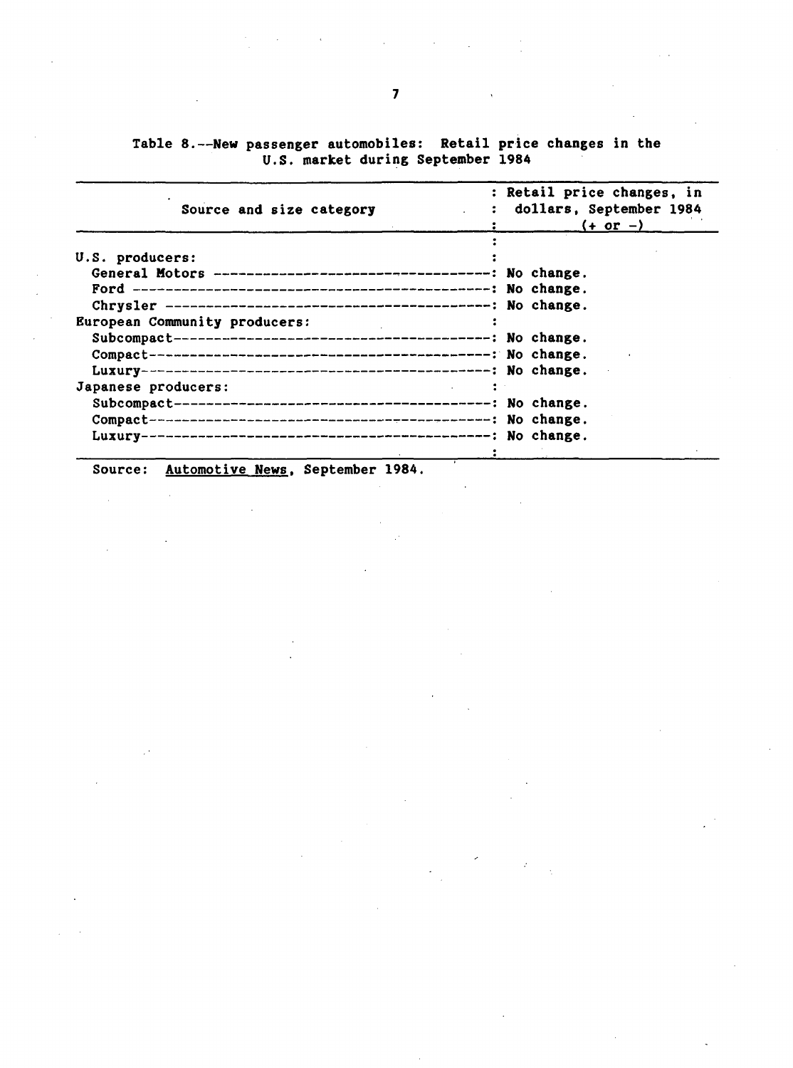Table 8.--New passenger automobiles: Retail price changes in the U.S. market during September 1984

| Source and size category | Retail price changes, in dollars, September 1984 (+ or -) |
|---|---|
| U.S. producers: | |
| General Motors | No change. |
| Ford | No change. |
| Chrysler | No change. |
| European Community producers: | |
| Subcompact | No change. |
| Compact | No change. |
| Luxury | No change. |
| Japanese producers: | |
| Subcompact | No change. |
| Compact | No change. |
| Luxury | No change. |

Source: Automotive News, September 1984.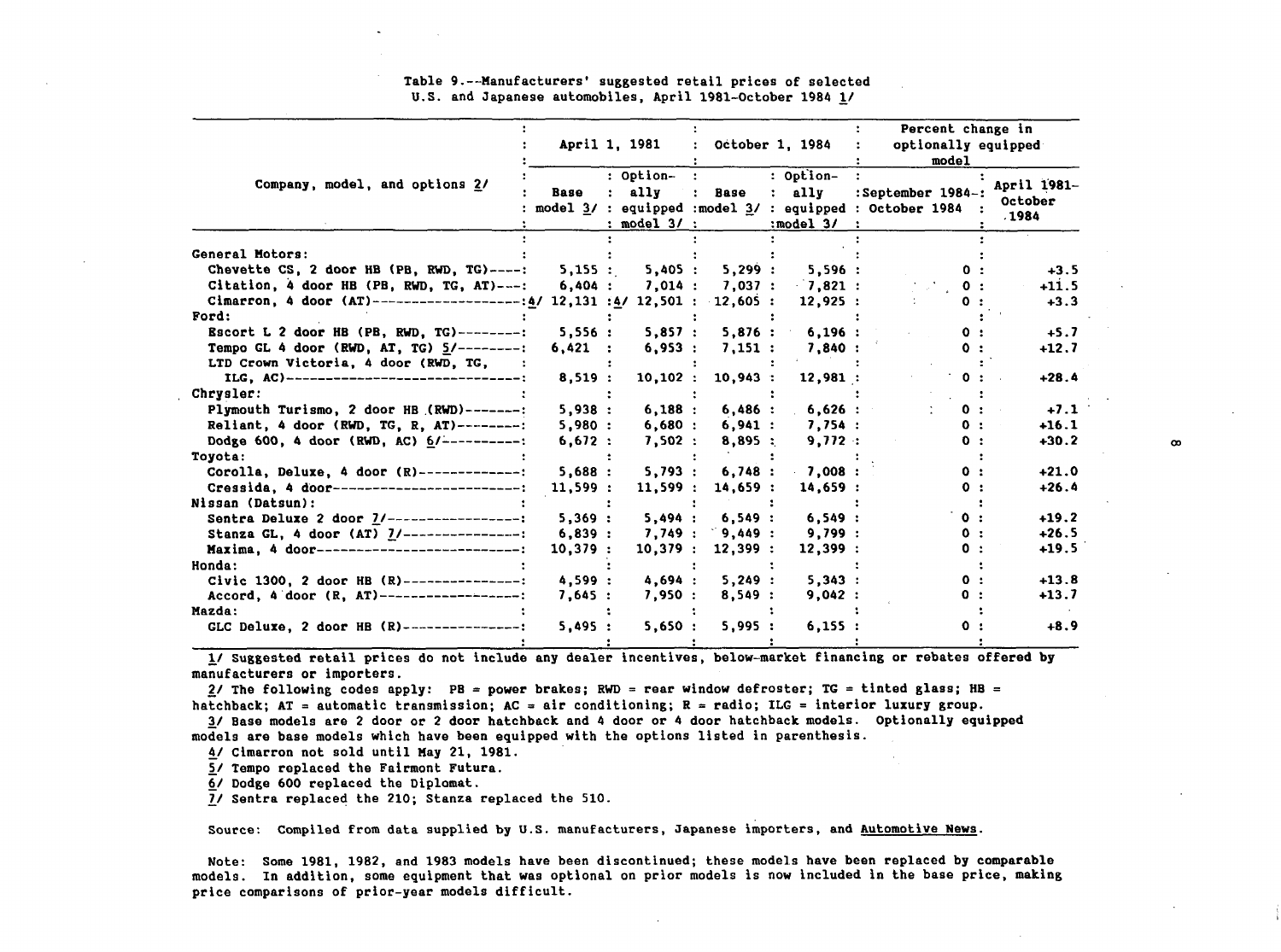Table 9.--Manufacturers' suggested retail prices of selected U.S. and Japanese automobiles, April 1981-October 1984 1/

| Company, model, and options 2/ | April 1, 1981 | | October 1, 1984 | | Percent change in optionally equipped model | |
|---|---|---|---|---|---|---|
| | Base model 3/ | Optionally equipped model 3/ | Base model 3/ | Optionally equipped model 3/ | September 1984-October 1984 | April 1981-October 1984 |
| General Motors: | | | | | | |
| Chevette CS, 2 door HB (PB, RWD, TG) | 5,155 | 5,405 | 5,299 | 5,596 | 0 | +3.5 |
| Citation, 4 door HB (PB, RWD, TG, AT) | 6,404 | 7,014 | 7,037 | 7,821 | 0 | +11.5 |
| Cimarron, 4 door (AT) | 4/ 12,131 | 4/ 12,501 | 12,605 | 12,925 | 0 | +3.3 |
| Ford: | | | | | | |
| Escort L 2 door HB (PB, RWD, TG) | 5,556 | 5,857 | 5,876 | 6,196 | 0 | +5.7 |
| Tempo GL 4 door (RWD, AT, TG) 5/ | 6,421 | 6,953 | 7,151 | 7,840 | 0 | +12.7 |
| LTD Crown Victoria, 4 door (RWD, TG, ILG, AC) | 8,519 | 10,102 | 10,943 | 12,981 | 0 | +28.4 |
| Chrysler: | | | | | | |
| Plymouth Turismo, 2 door HB (RWD) | 5,938 | 6,188 | 6,486 | 6,626 | 0 | +7.1 |
| Reliant, 4 door (RWD, TG, R, AT) | 5,980 | 6,680 | 6,941 | 7,754 | 0 | +16.1 |
| Dodge 600, 4 door (RWD, AC) 6/ | 6,672 | 7,502 | 8,895 | 9,772 | 0 | +30.2 |
| Toyota: | | | | | | |
| Corolla, Deluxe, 4 door (R) | 5,688 | 5,793 | 6,748 | 7,008 | 0 | +21.0 |
| Cressida, 4 door | 11,599 | 11,599 | 14,659 | 14,659 | 0 | +26.4 |
| Nissan (Datsun): | | | | | | |
| Sentra Deluxe 2 door 7/ | 5,369 | 5,494 | 6,549 | 6,549 | 0 | +19.2 |
| Stanza GL, 4 door (AT) 7/ | 6,839 | 7,749 | 9,449 | 9,799 | 0 | +26.5 |
| Maxima, 4 door | 10,379 | 10,379 | 12,399 | 12,399 | 0 | +19.5 |
| Honda: | | | | | | |
| Civic 1300, 2 door HB (R) | 4,599 | 4,694 | 5,249 | 5,343 | 0 | +13.8 |
| Accord, 4 door (R, AT) | 7,645 | 7,950 | 8,549 | 9,042 | 0 | +13.7 |
| Mazda: | | | | | | |
| GLC Deluxe, 2 door HB (R) | 5,495 | 5,650 | 5,995 | 6,155 | 0 | +8.9 |

1/ Suggested retail prices do not include any dealer incentives, below-market financing or rebates offered by manufacturers or importers.

2/ The following codes apply: PB = power brakes; RWD = rear window defroster; TG = tinted glass; HB = hatchback; AT = automatic transmission; AC = air conditioning; R = radio; ILG = interior luxury group.

3/ Base models are 2 door or 2 door hatchback and 4 door or 4 door hatchback models. Optionally equipped models are base models which have been equipped with the options listed in parenthesis.

4/ Cimarron not sold until May 21, 1981.

5/ Tempo replaced the Fairmont Futura.

6/ Dodge 600 replaced the Diplomat.

7/ Sentra replaced the 210; Stanza replaced the 510.

Source: Compiled from data supplied by U.S. manufacturers, Japanese importers, and Automotive News.

Note: Some 1981, 1982, and 1983 models have been discontinued; these models have been replaced by comparable models. In addition, some equipment that was optional on prior models is now included in the base price, making price comparisons of prior-year models difficult.